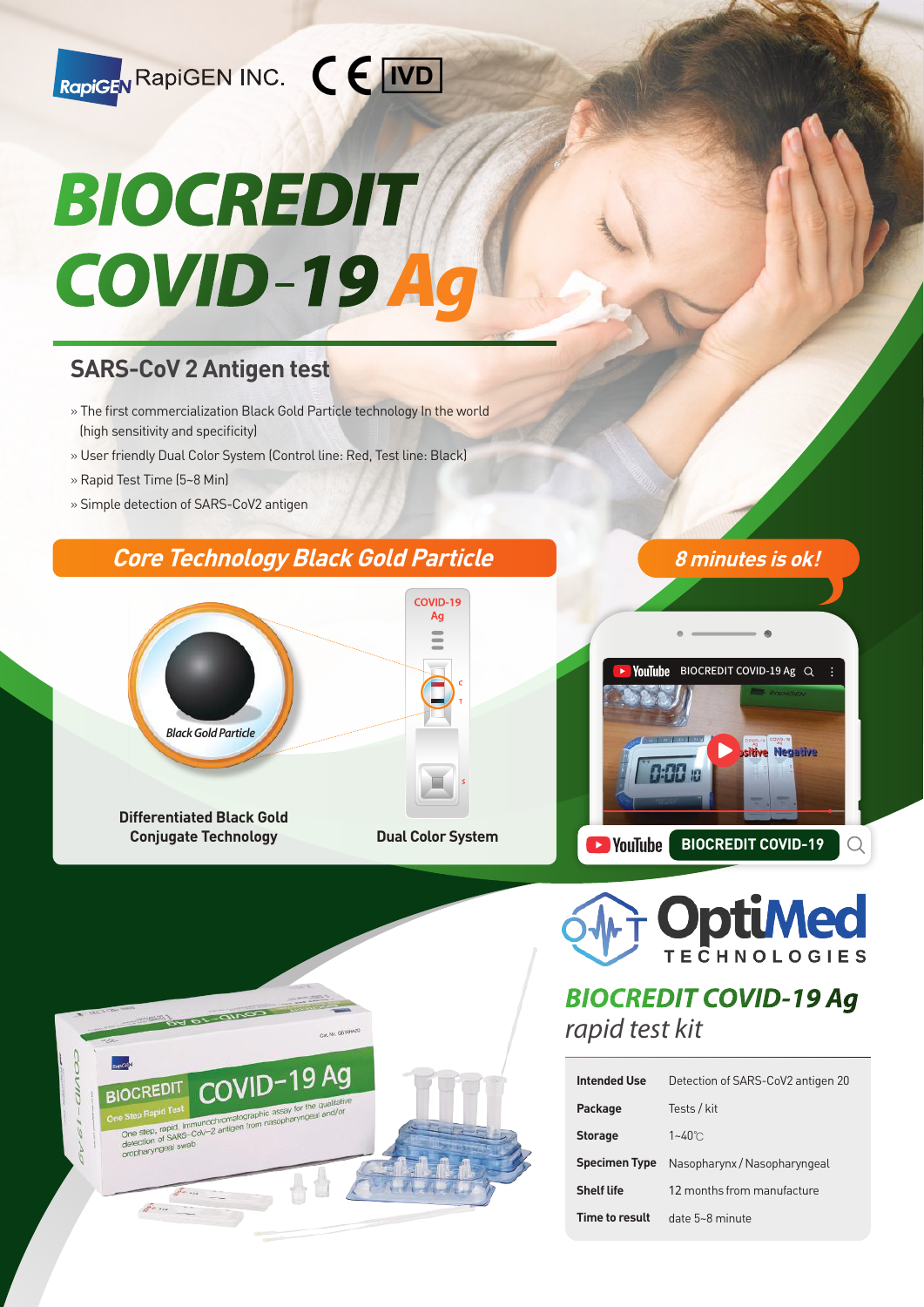RapiGEN INC. CE IVD

# BIOCREDIT COVID-19 Ag

## SARS-CoV 2 Antigen test

- » The first commercialization Black Gold Particle technology In the world (high sensitivity and specificity)
- » User friendly Dual Color System (Control line: Red, Test line: Black)
- » Rapid Test Time (5~8 Min)
- » Simple detection of SARS-CoV2 antigen

### Core Technology Black Gold Particle

Black Gold Particle

**Differentiated Black Gold Conjugate Technology**

**Dual Color System**

### 8 minutes is ok!

YouTube BIOCREDIT COVID-19

OptiMed TECHNOLOGIES

## *BIOCREDIT COVID-19 Ag rapid test kit*

| | |
|---|---|
| **Intended Use** | Detection of SARS-CoV2 antigen 20 |
| **Package** | Tests / kit |
| **Storage** | 1~40℃ |
| **Specimen Type** | Nasopharynx / Nasopharyngeal |
| **Shelf life** | 12 months from manufacture |
| **Time to result** | date 5~8 minute |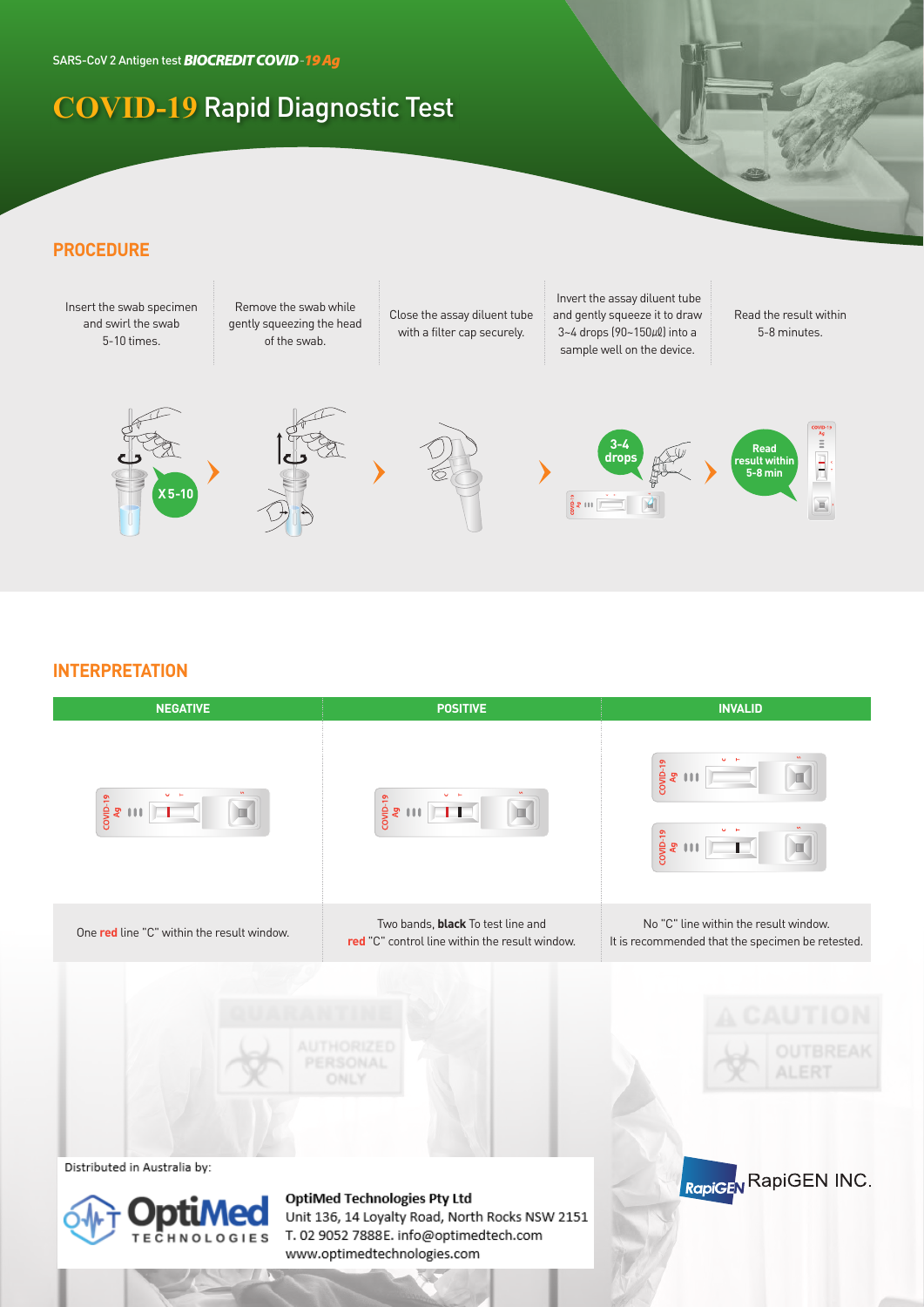SARS-CoV 2 Antigen test ***BIOCREDIT COVID-19 Ag***

# COVID-19 Rapid Diagnostic Test

## PROCEDURE

1. Insert the swab specimen and swirl the swab 5-10 times.
2. Remove the swab while gently squeezing the head of the swab.
3. Close the assay diluent tube with a filter cap securely.
4. Invert the assay diluent tube and gently squeeze it to draw 3~4 drops (90~150㎕) into a sample well on the device.
5. Read the result within 5-8 minutes.

X5-10

3-4 drops

Read result within 5-8 min

## INTERPRETATION

| NEGATIVE | POSITIVE | INVALID |
|---|---|---|
| One **red** line "C" within the result window. | Two bands, **black** To test line and **red** "C" control line within the result window. | No "C" line within the result window. It is recommended that the specimen be retested. |

Distributed in Australia by:

OptiMed TECHNOLOGIES

**OptiMed Technologies Pty Ltd**
Unit 136, 14 Loyalty Road, North Rocks NSW 2151
T. 02 9052 7888E. info@optimedtech.com
www.optimedtechnologies.com

RapiGEN INC.